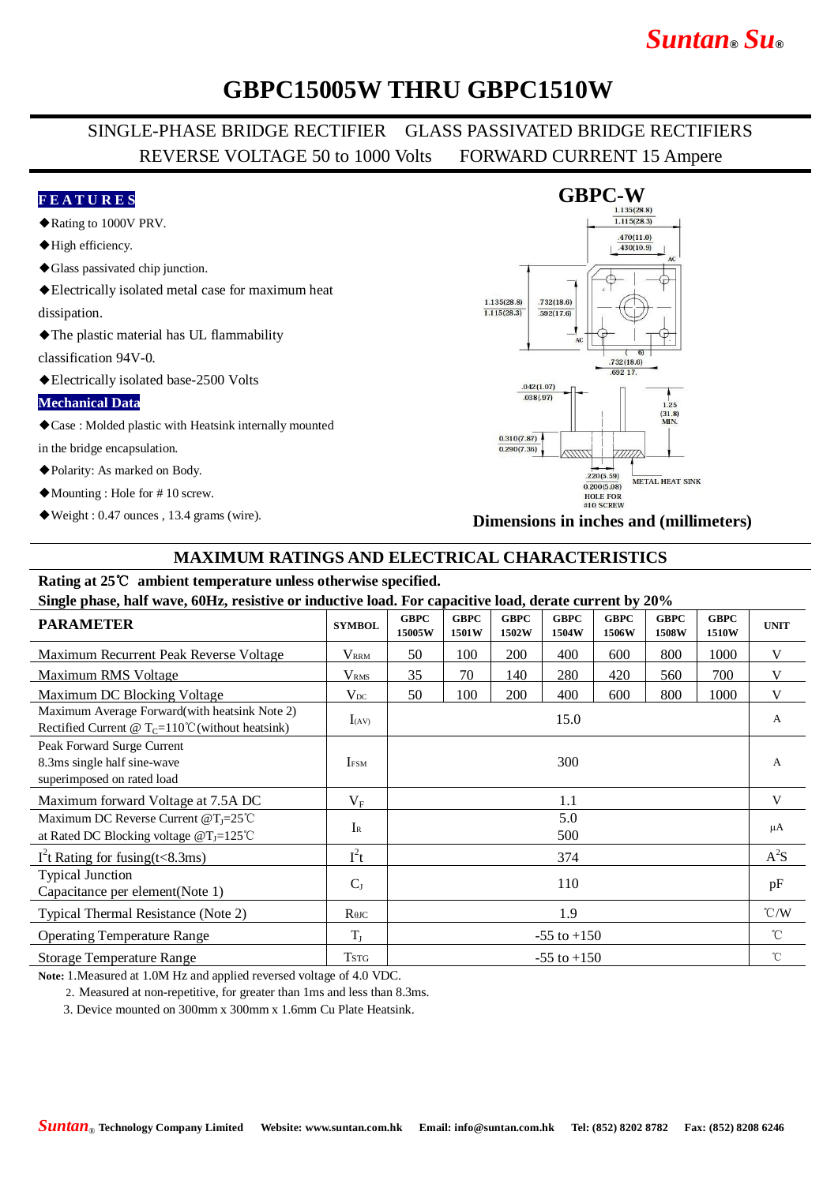# GBPC15005W THRU GBPC1510W

SINGLE-PHASE BRIDGE RECTIFIER GLASS PASSIVATED BRIDGE RECTIFIERS
REVERSE VOLTAGE 50 to 1000 Volts FORWARD CURRENT 15 Ampere

**FEATURES**

- ◆Rating to 1000V PRV.
- ◆High efficiency.
- ◆Glass passivated chip junction.
- ◆Electrically isolated metal case for maximum heat dissipation.
- ◆The plastic material has UL flammability classification 94V-0.
- ◆Electrically isolated base-2500 Volts

**Mechanical Data**

- ◆Case : Molded plastic with Heatsink internally mounted in the bridge encapsulation.
- ◆Polarity: As marked on Body.
- ◆Mounting : Hole for # 10 screw.
- ◆Weight : 0.47 ounces , 13.4 grams (wire).

**GBPC-W**

1.135(28.8) 1.115(28.3) .470(11.0) .430(10.9) AC 1.135(28.8) 1.115(28.3) .732(18.6) .592(17.6) AC .732(18.6) .692 17. .042(1.07) .038(.97) 1.25 (31.8) MIN. 0.310(7.87) 0.290(7.36) .220(5.59) 0.200(5.08) HOLE FOR #10 SCREW METAL HEAT SINK

**Dimensions in inches and (millimeters)**

## MAXIMUM RATINGS AND ELECTRICAL CHARACTERISTICS

**Rating at 25℃ ambient temperature unless otherwise specified.**
**Single phase, half wave, 60Hz, resistive or inductive load. For capacitive load, derate current by 20%**

| PARAMETER | SYMBOL | GBPC 15005W | GBPC 1501W | GBPC 1502W | GBPC 1504W | GBPC 1506W | GBPC 1508W | GBPC 1510W | UNIT |
|---|---|---|---|---|---|---|---|---|---|
| Maximum Recurrent Peak Reverse Voltage | $V_{RRM}$ | 50 | 100 | 200 | 400 | 600 | 800 | 1000 | V |
| Maximum RMS Voltage | $V_{RMS}$ | 35 | 70 | 140 | 280 | 420 | 560 | 700 | V |
| Maximum DC Blocking Voltage | $V_{DC}$ | 50 | 100 | 200 | 400 | 600 | 800 | 1000 | V |
| Maximum Average Forward(with heatsink Note 2) Rectified Current @ $T_C$=110℃(without heatsink) | $I_{(AV)}$ | 15.0 | | | | | | | A |
| Peak Forward Surge Current 8.3ms single half sine-wave superimposed on rated load | $I_{FSM}$ | 300 | | | | | | | A |
| Maximum forward Voltage at 7.5A DC | $V_F$ | 1.1 | | | | | | | V |
| Maximum DC Reverse Current @$T_J$=25℃ at Rated DC Blocking voltage @$T_J$=125℃ | $I_R$ | 5.0 500 | | | | | | | μA |
| $I^2t$ Rating for fusing(t<8.3ms) | $I^2t$ | 374 | | | | | | | $A^2S$ |
| Typical Junction Capacitance per element(Note 1) | $C_J$ | 110 | | | | | | | pF |
| Typical Thermal Resistance (Note 2) | $R_{θJC}$ | 1.9 | | | | | | | ℃/W |
| Operating Temperature Range | $T_J$ | -55 to +150 | | | | | | | ℃ |
| Storage Temperature Range | $T_{STG}$ | -55 to +150 | | | | | | | ℃ |

**Note:** 1.Measured at 1.0M Hz and applied reversed voltage of 4.0 VDC.
2. Measured at non-repetitive, for greater than 1ms and less than 8.3ms.
3. Device mounted on 300mm x 300mm x 1.6mm Cu Plate Heatsink.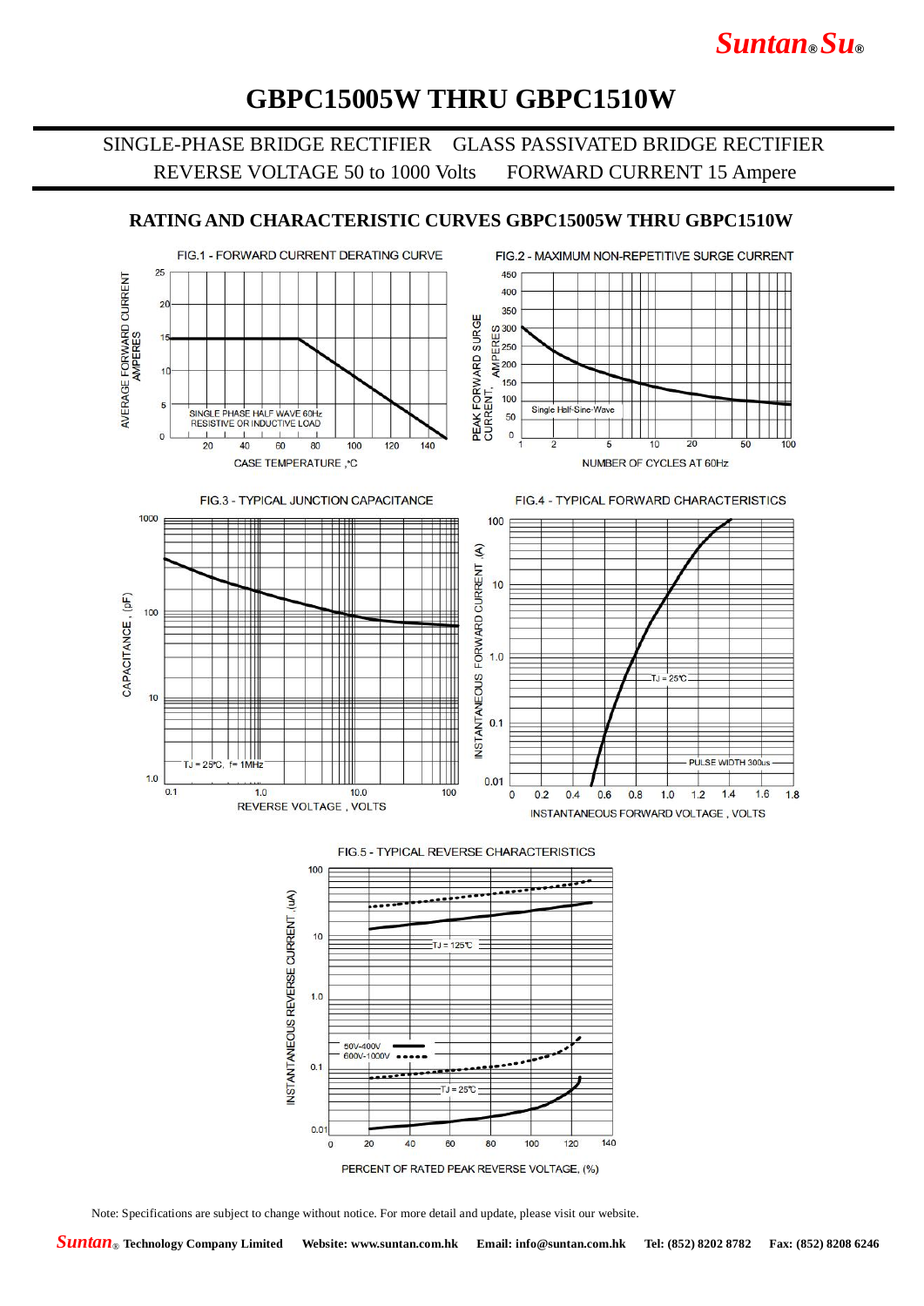# GBPC15005W THRU GBPC1510W

SINGLE-PHASE BRIDGE RECTIFIER    GLASS PASSIVATED BRIDGE RECTIFIER

REVERSE VOLTAGE 50 to 1000 Volts    FORWARD CURRENT 15 Ampere

## RATING AND CHARACTERISTIC CURVES GBPC15005W THRU GBPC1510W

FIG.1 - FORWARD CURRENT DERATING CURVE

AVERAGE FORWARD CURRENT AMPERES

25
20
15
10
5
0

SINGLE PHASE HALF WAVE 60Hz
RESISTIVE OR INDUCTIVE LOAD

20 40 60 80 100 120 140

CASE TEMPERATURE ,°C

FIG.2 - MAXIMUM NON-REPETITIVE SURGE CURRENT

PEAK FORWARD SURGE CURRENT, AMPERES

450
400
350
300
250
200
150
100
50
0

Single Half-Sine-Wave

1 2 5 10 20 50 100

NUMBER OF CYCLES AT 60Hz

FIG.3 - TYPICAL JUNCTION CAPACITANCE

CAPACITANCE , (pF)

1000
100
10
1.0

TJ = 25°C, f= 1MHz

0.1 1.0 10.0 100

REVERSE VOLTAGE , VOLTS

FIG.4 - TYPICAL FORWARD CHARACTERISTICS

INSTANTANEOUS FORWARD CURRENT (A)

100
10
1.0
0.1
0.01

TJ = 25°C

PULSE WIDTH 300us

0 0.2 0.4 0.6 0.8 1.0 1.2 1.4 1.6 1.8

INSTANTANEOUS FORWARD VOLTAGE , VOLTS

FIG.5 - TYPICAL REVERSE CHARACTERISTICS

INSTANTANEOUS REVERSE CURRENT ,(uA)

100
10
1.0
0.1
0.01

TJ = 125°C

50V-400V
600V-1000V

TJ = 25°C

0 20 40 60 80 100 120 140

PERCENT OF RATED PEAK REVERSE VOLTAGE, (%)

Note: Specifications are subject to change without notice. For more detail and update, please visit our website.

*Suntan*® Technology Company Limited    Website: www.suntan.com.hk    Email: info@suntan.com.hk    Tel: (852) 8202 8782    Fax: (852) 8208 6246